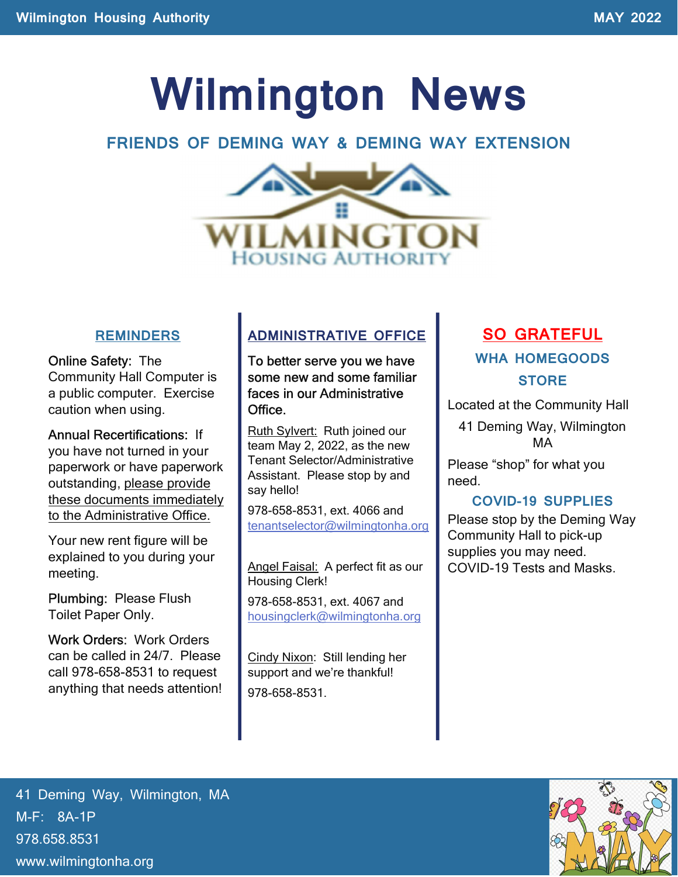# Wilmington News

## FRIENDS OF DEMING WAY & DEMING WAY EXTENSION

WILMINGTON HOUSING AUTHORITY

### REMINDERS

Online Safety: The Community Hall Computer is a public computer. Exercise caution when using.

Annual Recertifications: If you have not turned in your paperwork or have paperwork outstanding, please provide these documents immediately to the Administrative Office.

Your new rent figure will be explained to you during your meeting.

Plumbing: Please Flush Toilet Paper Only.

Work Orders: Work Orders can be called in 24/7. Please call 978-658-8531 to request anything that needs attention!

### ADMINISTRATIVE OFFICE

To better serve you we have some new and some familiar faces in our Administrative Office.

Ruth Sylvert: Ruth joined our team May 2, 2022, as the new Tenant Selector/Administrative Assistant. Please stop by and say hello!

978-658-8531, ext. 4066 and tenantselector@wilmingtonha.org

Angel Faisal: A perfect fit as our Housing Clerk!

978-658-8531, ext. 4067 and housingclerk@wilmingtonha.org

Cindy Nixon: Still lending her support and we're thankful!

978-658-8531.

### SO GRATEFUL

#### WHA HOMEGOODS STORE

Located at the Community Hall

41 Deming Way, Wilmington MA

Please "shop" for what you need.

#### COVID-19 SUPPLIES

Please stop by the Deming Way Community Hall to pick-up supplies you may need. COVID-19 Tests and Masks.

41 Deming Way, Wilmington, MA
M-F: 8A-1P
978.658.8531
www.wilmingtonha.org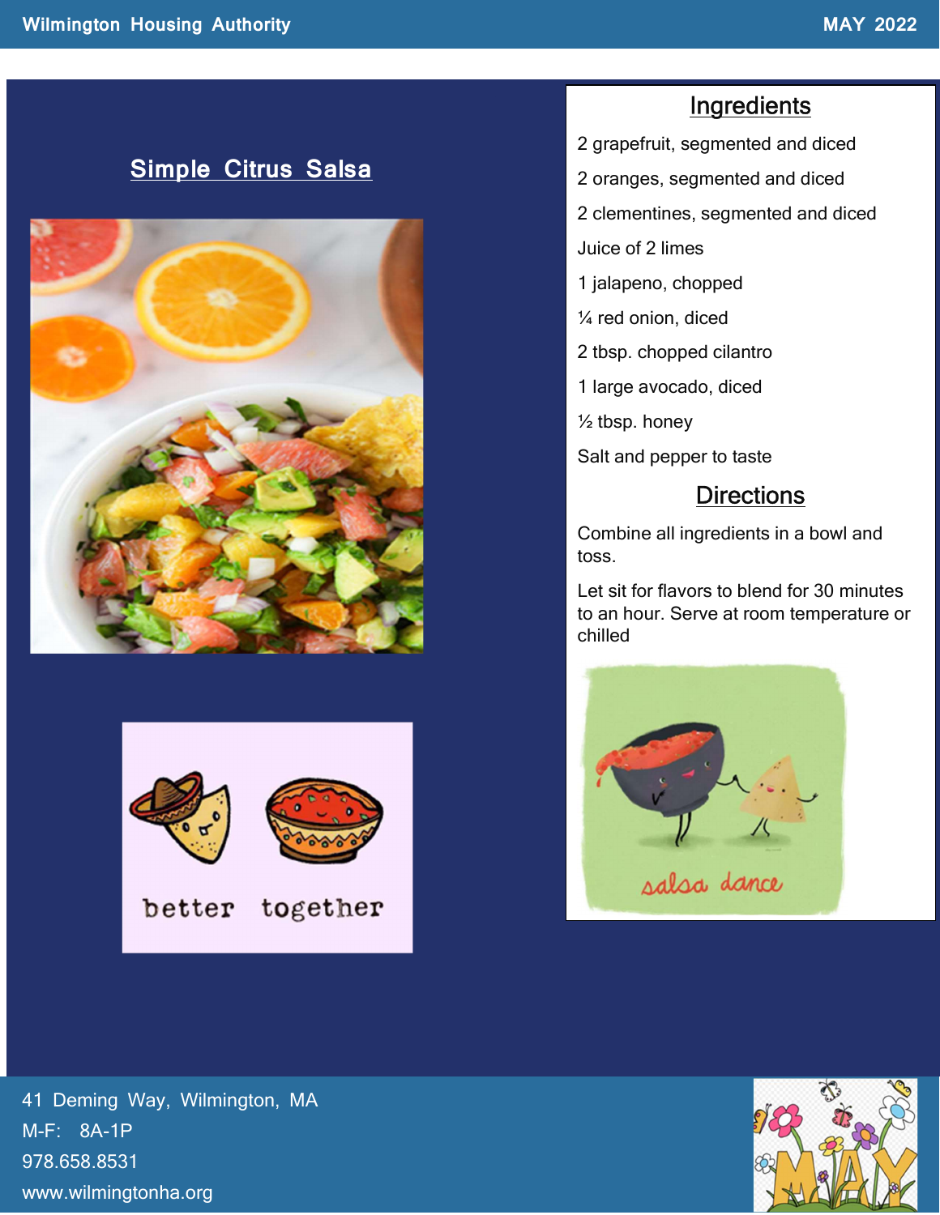## Simple Citrus Salsa

### Ingredients

2 grapefruit, segmented and diced

2 oranges, segmented and diced

2 clementines, segmented and diced

Juice of 2 limes

1 jalapeno, chopped

¼ red onion, diced

2 tbsp. chopped cilantro

1 large avocado, diced

½ tbsp. honey

Salt and pepper to taste

### Directions

Combine all ingredients in a bowl and toss.

Let sit for flavors to blend for 30 minutes to an hour. Serve at room temperature or chilled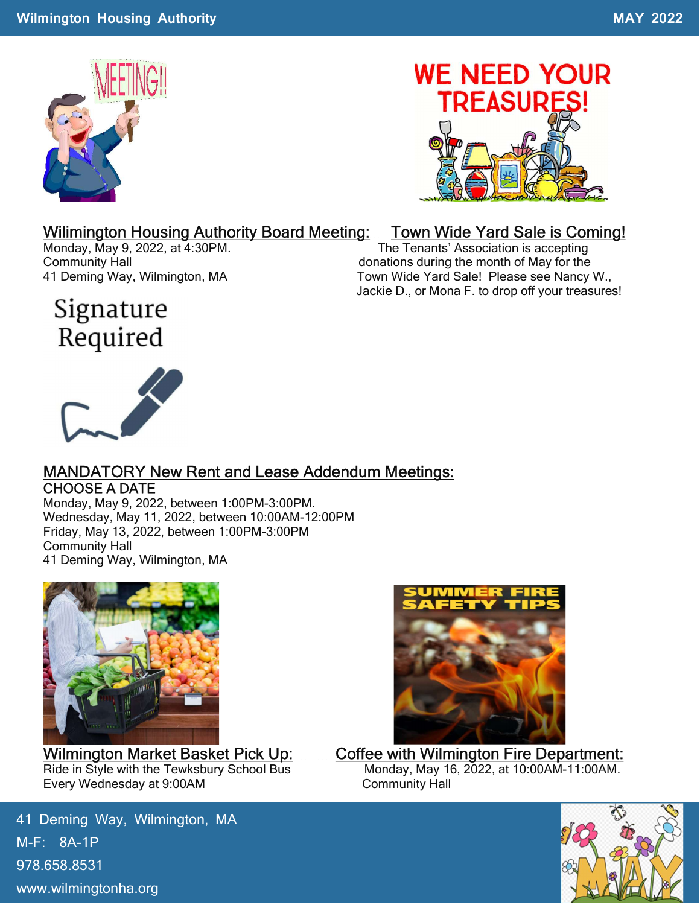## Wilimington Housing Authority Board Meeting:

Monday, May 9, 2022, at 4:30PM.
Community Hall
41 Deming Way, Wilmington, MA

## Town Wide Yard Sale is Coming!

The Tenants' Association is accepting donations during the month of May for the Town Wide Yard Sale! Please see Nancy W., Jackie D., or Mona F. to drop off your treasures!

## MANDATORY New Rent and Lease Addendum Meetings:

CHOOSE A DATE

Monday, May 9, 2022, between 1:00PM-3:00PM.
Wednesday, May 11, 2022, between 10:00AM-12:00PM
Friday, May 13, 2022, between 1:00PM-3:00PM
Community Hall
41 Deming Way, Wilmington, MA

## Wilmington Market Basket Pick Up:

Ride in Style with the Tewksbury School Bus
Every Wednesday at 9:00AM

## Coffee with Wilmington Fire Department:

Monday, May 16, 2022, at 10:00AM-11:00AM.
Community Hall

41 Deming Way, Wilmington, MA
M-F: 8A-1P
978.658.8531
www.wilmingtonha.org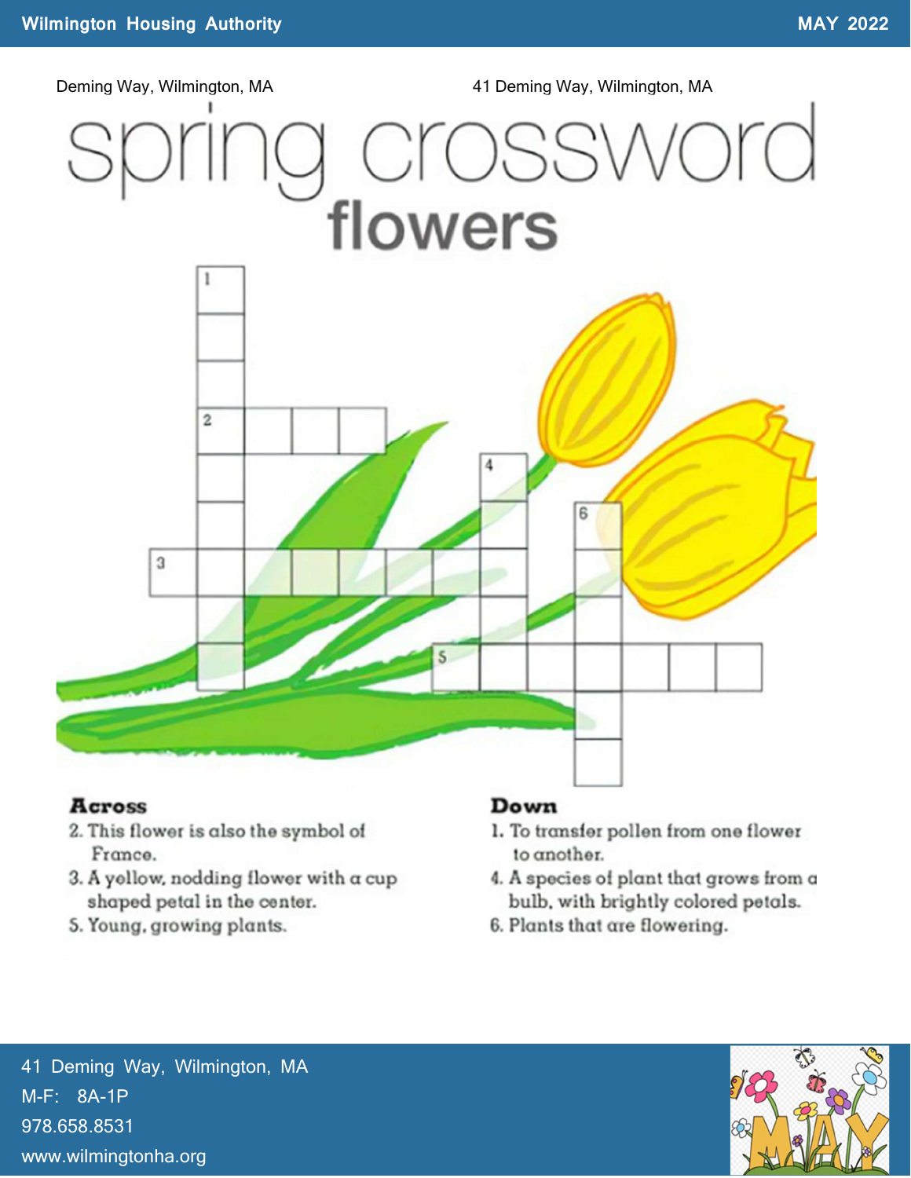Deming Way, Wilmington, MA

41 Deming Way, Wilmington, MA

# spring crossword

## flowers

### Across

2. This flower is also the symbol of France.
3. A yellow, nodding flower with a cup shaped petal in the center.
5. Young, growing plants.

### Down

1. To transfer pollen from one flower to another.
4. A species of plant that grows from a bulb, with brightly colored petals.
6. Plants that are flowering.

41 Deming Way, Wilmington, MA
M-F: 8A-1P
978.658.8531
www.wilmingtonha.org